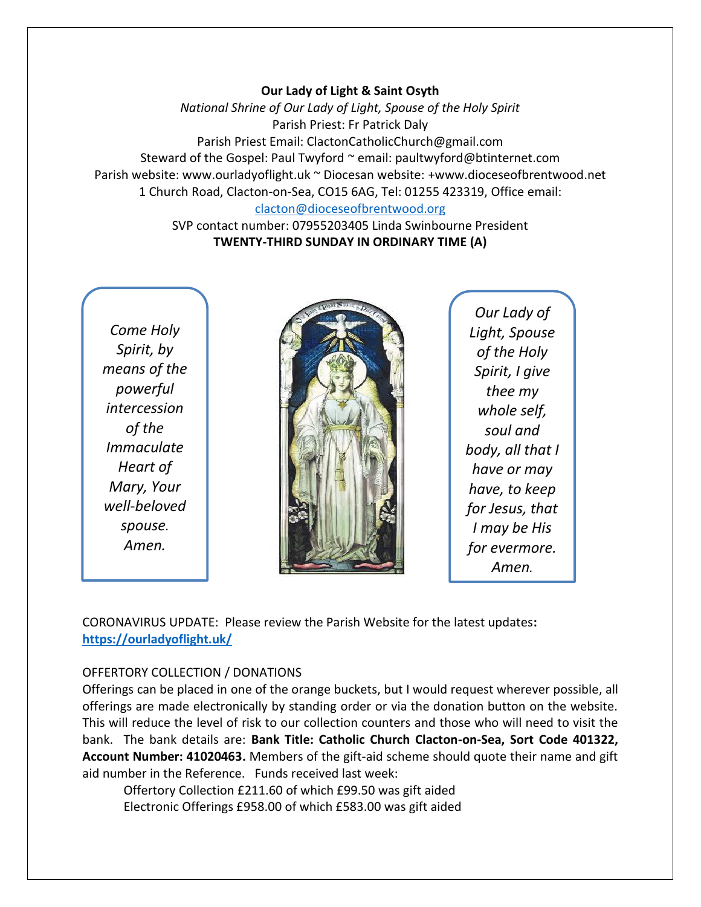**Our Lady of Light & Saint Osyth**

*National Shrine of Our Lady of Light, Spouse of the Holy Spirit*

Parish Priest: Fr Patrick Daly

Parish Priest Email: ClactonCatholicChurch@gmail.com

Steward of the Gospel: Paul Twyford ~ email: paultwyford@btinternet.com

Parish website: www.ourladyoflight.uk ~ Diocesan website: +www.dioceseofbrentwood.net

1 Church Road, Clacton-on-Sea, CO15 6AG, Tel: 01255 423319, Office email: clacton@dioceseofbrentwood.org

SVP contact number: 07955203405 Linda Swinbourne President

**TWENTY-THIRD SUNDAY IN ORDINARY TIME (A)**

*Come Holy Spirit, by means of the powerful intercession of the Immaculate Heart of Mary, Your well-beloved spouse. Amen.*

*Our Lady of Light, Spouse of the Holy Spirit, I give thee my whole self, soul and body, all that I have or may have, to keep for Jesus, that I may be His for evermore. Amen.*

CORONAVIRUS UPDATE: Please review the Parish Website for the latest updates: **https://ourladyoflight.uk/**

OFFERTORY COLLECTION / DONATIONS

Offerings can be placed in one of the orange buckets, but I would request wherever possible, all offerings are made electronically by standing order or via the donation button on the website. This will reduce the level of risk to our collection counters and those who will need to visit the bank. The bank details are: **Bank Title: Catholic Church Clacton-on-Sea, Sort Code 401322, Account Number: 41020463.** Members of the gift-aid scheme should quote their name and gift aid number in the Reference. Funds received last week:

Offertory Collection £211.60 of which £99.50 was gift aided

Electronic Offerings £958.00 of which £583.00 was gift aided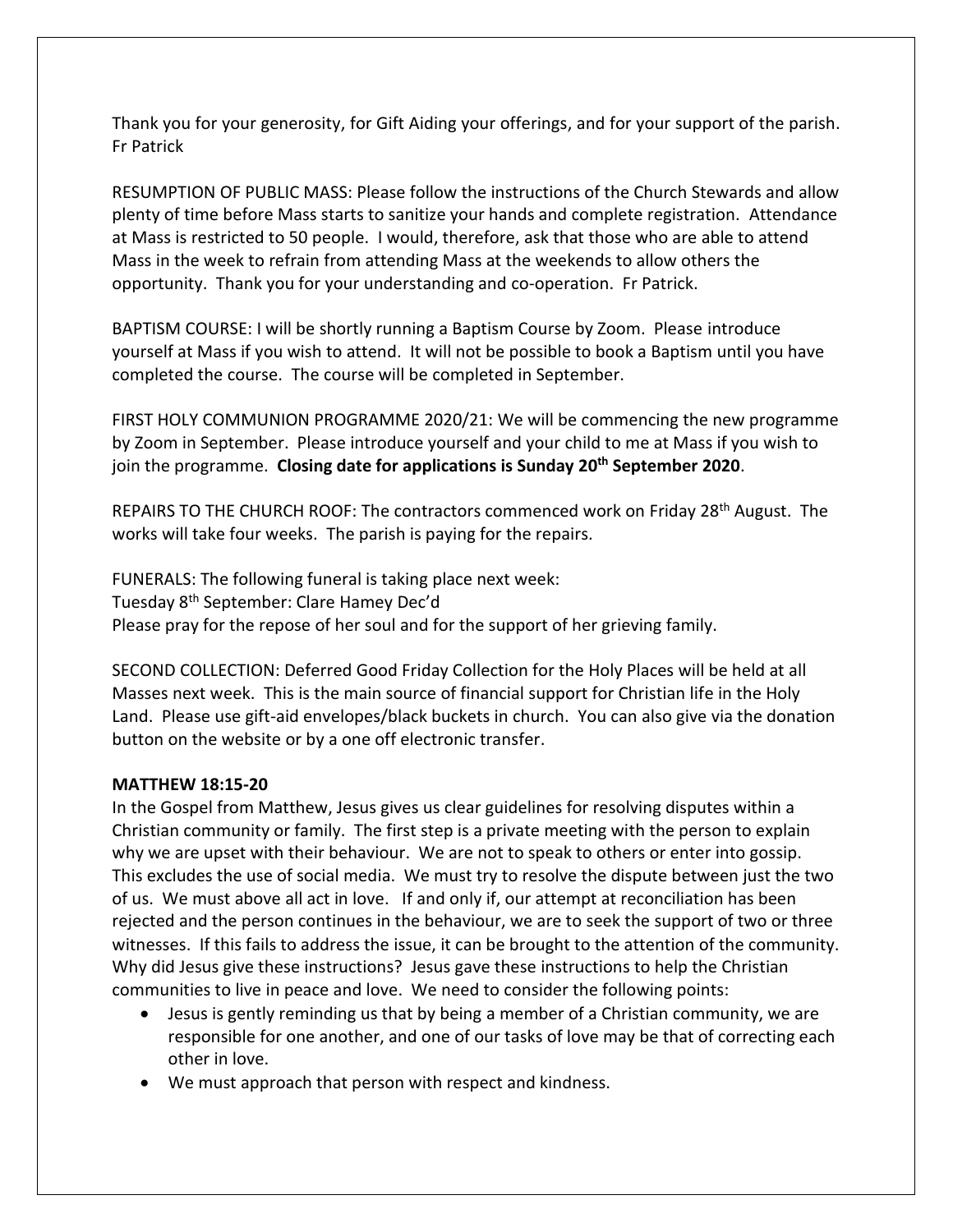Thank you for your generosity, for Gift Aiding your offerings, and for your support of the parish. Fr Patrick

RESUMPTION OF PUBLIC MASS: Please follow the instructions of the Church Stewards and allow plenty of time before Mass starts to sanitize your hands and complete registration. Attendance at Mass is restricted to 50 people. I would, therefore, ask that those who are able to attend Mass in the week to refrain from attending Mass at the weekends to allow others the opportunity. Thank you for your understanding and co-operation. Fr Patrick.

BAPTISM COURSE: I will be shortly running a Baptism Course by Zoom. Please introduce yourself at Mass if you wish to attend. It will not be possible to book a Baptism until you have completed the course. The course will be completed in September.

FIRST HOLY COMMUNION PROGRAMME 2020/21: We will be commencing the new programme by Zoom in September. Please introduce yourself and your child to me at Mass if you wish to join the programme. **Closing date for applications is Sunday 20th September 2020**.

REPAIRS TO THE CHURCH ROOF: The contractors commenced work on Friday 28th August. The works will take four weeks. The parish is paying for the repairs.

FUNERALS: The following funeral is taking place next week:
Tuesday 8th September: Clare Hamey Dec'd
Please pray for the repose of her soul and for the support of her grieving family.

SECOND COLLECTION: Deferred Good Friday Collection for the Holy Places will be held at all Masses next week. This is the main source of financial support for Christian life in the Holy Land. Please use gift-aid envelopes/black buckets in church. You can also give via the donation button on the website or by a one off electronic transfer.

**MATTHEW 18:15-20**

In the Gospel from Matthew, Jesus gives us clear guidelines for resolving disputes within a Christian community or family. The first step is a private meeting with the person to explain why we are upset with their behaviour. We are not to speak to others or enter into gossip. This excludes the use of social media. We must try to resolve the dispute between just the two of us. We must above all act in love. If and only if, our attempt at reconciliation has been rejected and the person continues in the behaviour, we are to seek the support of two or three witnesses. If this fails to address the issue, it can be brought to the attention of the community. Why did Jesus give these instructions? Jesus gave these instructions to help the Christian communities to live in peace and love. We need to consider the following points:

- Jesus is gently reminding us that by being a member of a Christian community, we are responsible for one another, and one of our tasks of love may be that of correcting each other in love.
- We must approach that person with respect and kindness.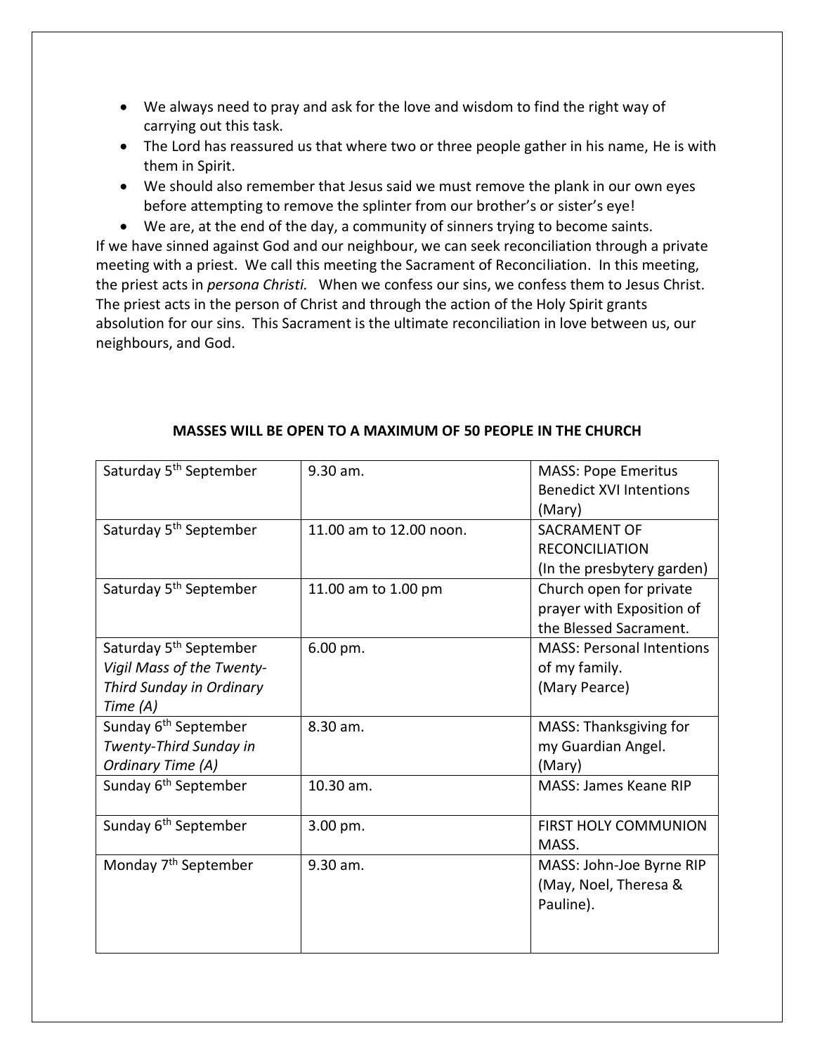- We always need to pray and ask for the love and wisdom to find the right way of carrying out this task.
- The Lord has reassured us that where two or three people gather in his name, He is with them in Spirit.
- We should also remember that Jesus said we must remove the plank in our own eyes before attempting to remove the splinter from our brother's or sister's eye!
- We are, at the end of the day, a community of sinners trying to become saints.

If we have sinned against God and our neighbour, we can seek reconciliation through a private meeting with a priest. We call this meeting the Sacrament of Reconciliation. In this meeting, the priest acts in *persona Christi.* When we confess our sins, we confess them to Jesus Christ. The priest acts in the person of Christ and through the action of the Holy Spirit grants absolution for our sins. This Sacrament is the ultimate reconciliation in love between us, our neighbours, and God.

**MASSES WILL BE OPEN TO A MAXIMUM OF 50 PEOPLE IN THE CHURCH**

| | | |
|---|---|---|
| Saturday 5th September | 9.30 am. | MASS: Pope Emeritus Benedict XVI Intentions (Mary) |
| Saturday 5th September | 11.00 am to 12.00 noon. | SACRAMENT OF RECONCILIATION (In the presbytery garden) |
| Saturday 5th September | 11.00 am to 1.00 pm | Church open for private prayer with Exposition of the Blessed Sacrament. |
| Saturday 5th September *Vigil Mass of the Twenty-Third Sunday in Ordinary Time (A)* | 6.00 pm. | MASS: Personal Intentions of my family. (Mary Pearce) |
| Sunday 6th September *Twenty-Third Sunday in Ordinary Time (A)* | 8.30 am. | MASS: Thanksgiving for my Guardian Angel. (Mary) |
| Sunday 6th September | 10.30 am. | MASS: James Keane RIP |
| Sunday 6th September | 3.00 pm. | FIRST HOLY COMMUNION MASS. |
| Monday 7th September | 9.30 am. | MASS: John-Joe Byrne RIP (May, Noel, Theresa & Pauline). |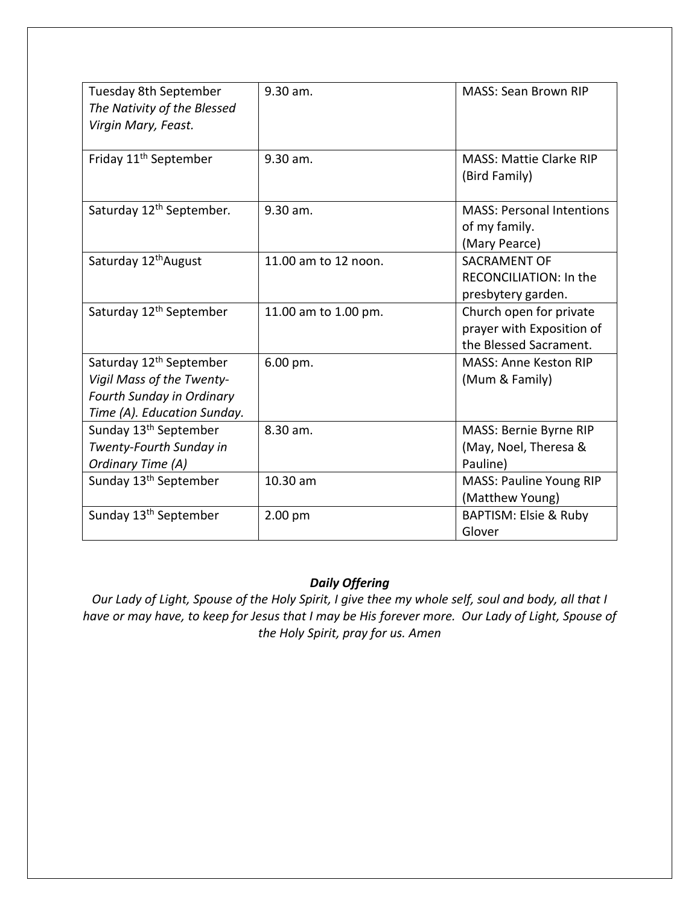| | | |
|---|---|---|
| Tuesday 8th September *The Nativity of the Blessed Virgin Mary, Feast.* | 9.30 am. | MASS: Sean Brown RIP |
| Friday 11th September | 9.30 am. | MASS: Mattie Clarke RIP (Bird Family) |
| Saturday 12th September. | 9.30 am. | MASS: Personal Intentions of my family. (Mary Pearce) |
| Saturday 12thAugust | 11.00 am to 12 noon. | SACRAMENT OF RECONCILIATION: In the presbytery garden. |
| Saturday 12th September | 11.00 am to 1.00 pm. | Church open for private prayer with Exposition of the Blessed Sacrament. |
| Saturday 12th September *Vigil Mass of the Twenty-Fourth Sunday in Ordinary Time (A). Education Sunday.* | 6.00 pm. | MASS: Anne Keston RIP (Mum & Family) |
| Sunday 13th September *Twenty-Fourth Sunday in Ordinary Time (A)* | 8.30 am. | MASS: Bernie Byrne RIP (May, Noel, Theresa & Pauline) |
| Sunday 13th September | 10.30 am | MASS: Pauline Young RIP (Matthew Young) |
| Sunday 13th September | 2.00 pm | BAPTISM: Elsie & Ruby Glover |

***Daily Offering***

*Our Lady of Light, Spouse of the Holy Spirit, I give thee my whole self, soul and body, all that I have or may have, to keep for Jesus that I may be His forever more. Our Lady of Light, Spouse of the Holy Spirit, pray for us. Amen*